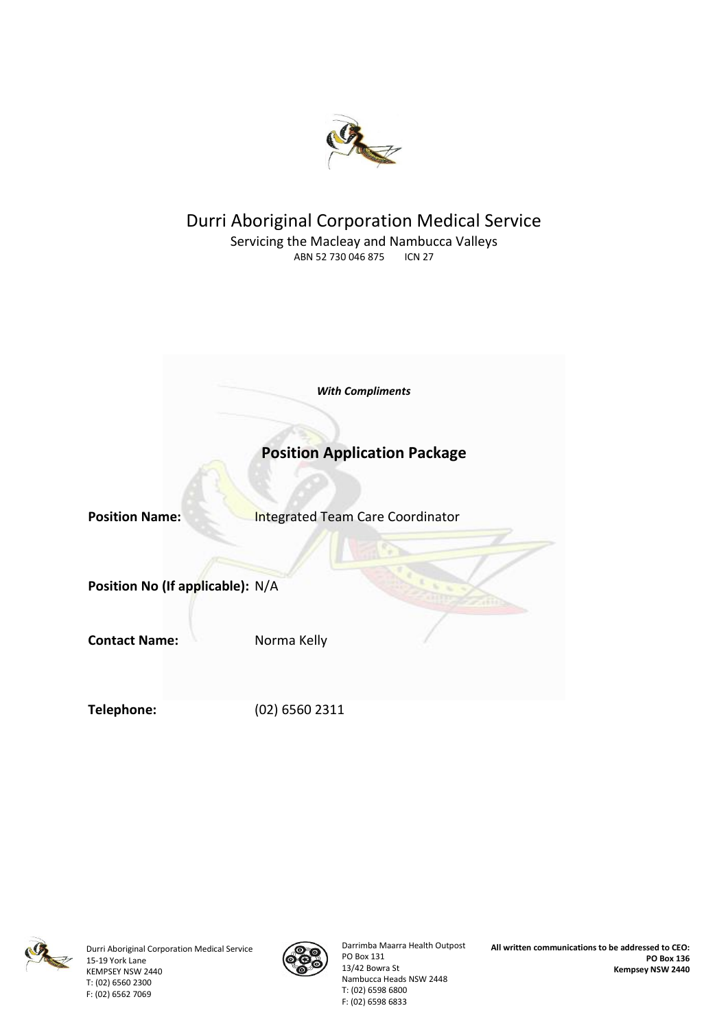# Durri Aboriginal Corporation Medical Service

Servicing the Macleay and Nambucca Valleys

ABN 52 730 046 875 ICN 27

***With Compliments***

## Position Application Package

**Position Name:** Integrated Team Care Coordinator

**Position No (If applicable):** N/A

**Contact Name:** Norma Kelly

**Telephone:** (02) 6560 2311

Durri Aboriginal Corporation Medical Service
15-19 York Lane
KEMPSEY NSW 2440
T: (02) 6560 2300
F: (02) 6562 7069

Darrimba Maarra Health Outpost
PO Box 131
13/42 Bowra St
Nambucca Heads NSW 2448
T: (02) 6598 6800
F: (02) 6598 6833

**All written communications to be addressed to CEO:**
**PO Box 136**
**Kempsey NSW 2440**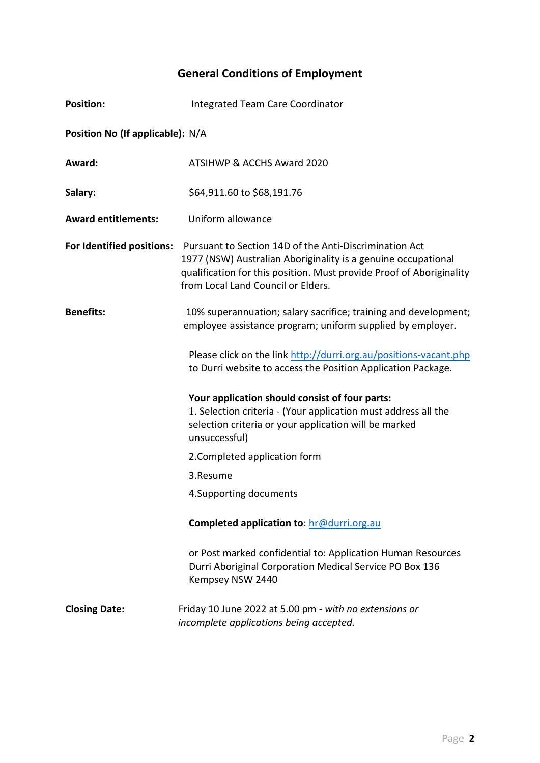## General Conditions of Employment

**Position:** Integrated Team Care Coordinator

**Position No (If applicable):** N/A

**Award:** ATSIHWP & ACCHS Award 2020

**Salary:** $64,911.60 to $68,191.76

**Award entitlements:** Uniform allowance

**For Identified positions:** Pursuant to Section 14D of the Anti-Discrimination Act 1977 (NSW) Australian Aboriginality is a genuine occupational qualification for this position. Must provide Proof of Aboriginality from Local Land Council or Elders.

**Benefits:** 10% superannuation; salary sacrifice; training and development; employee assistance program; uniform supplied by employer.

Please click on the link [http://durri.org.au/positions-vacant.php](http://durri.org.au/positions-vacant.php) to Durri website to access the Position Application Package.

**Your application should consist of four parts:**

1. Selection criteria - (Your application must address all the selection criteria or your application will be marked unsuccessful)
2. Completed application form
3. Resume
4. Supporting documents

**Completed application to**: [hr@durri.org.au](mailto:hr@durri.org.au)

or Post marked confidential to: Application Human Resources Durri Aboriginal Corporation Medical Service PO Box 136 Kempsey NSW 2440

**Closing Date:** Friday 10 June 2022 at 5.00 pm - *with no extensions or incomplete applications being accepted.*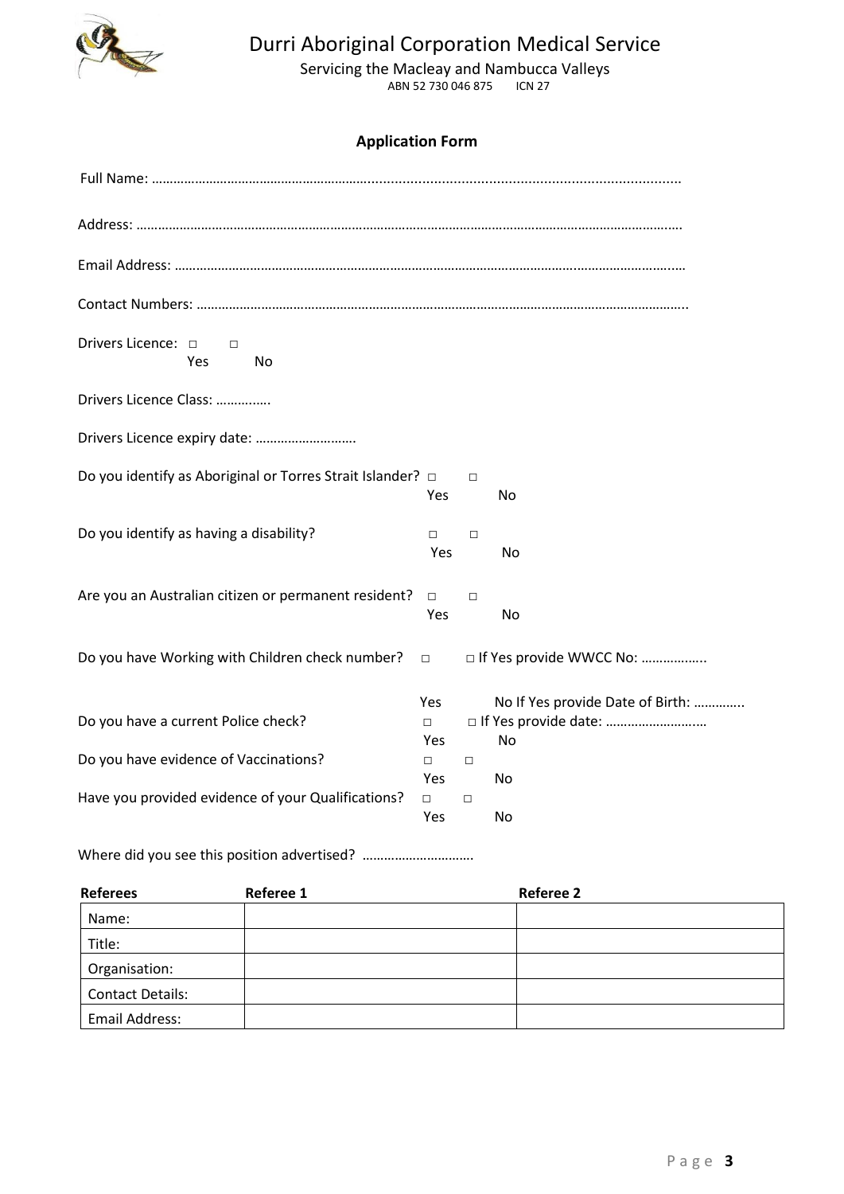# Durri Aboriginal Corporation Medical Service

Servicing the Macleay and Nambucca Valleys

ABN 52 730 046 875 ICN 27

## Application Form

Full Name: ………………………………………………………………………………………………………………………………

Address: ……………………………………………………………………………………………………………………………………

Email Address: ……………………………………………………………………………………………………………………………

Contact Numbers: ………………………………………………………………………………………………………………………..

Drivers Licence: □ Yes □ No

Drivers Licence Class: …………..

Drivers Licence expiry date: ……………………….

Do you identify as Aboriginal or Torres Strait Islander? □ Yes □ No

Do you identify as having a disability? □ Yes □ No

Are you an Australian citizen or permanent resident? □ Yes □ No

Do you have Working with Children check number? □ Yes □ No If Yes provide WWCC No: …………….. If Yes provide Date of Birth: ………….

Do you have a current Police check? □ Yes □ No If Yes provide date: ………………………

Do you have evidence of Vaccinations? □ Yes □ No

Have you provided evidence of your Qualifications? □ Yes □ No

Where did you see this position advertised? …………………………

| Referees | Referee 1 | Referee 2 |
|---|---|---|
| Name: | | |
| Title: | | |
| Organisation: | | |
| Contact Details: | | |
| Email Address: | | |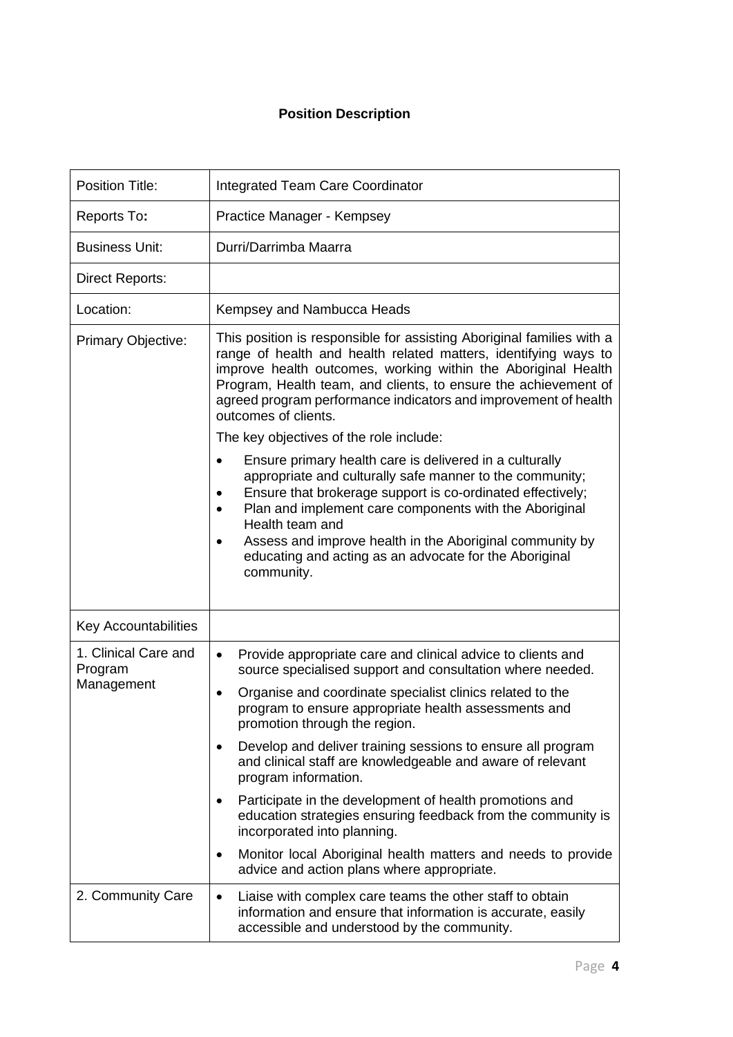**Position Description**

| Position Title: | Integrated Team Care Coordinator |
|---|---|
| Reports To**:** | Practice Manager - Kempsey |
| Business Unit: | Durri/Darrimba Maarra |
| Direct Reports: | |
| Location: | Kempsey and Nambucca Heads |
| Primary Objective: | This position is responsible for assisting Aboriginal families with a range of health and health related matters, identifying ways to improve health outcomes, working within the Aboriginal Health Program, Health team, and clients, to ensure the achievement of agreed program performance indicators and improvement of health outcomes of clients.<br><br>The key objectives of the role include:<br><br>• Ensure primary health care is delivered in a culturally appropriate and culturally safe manner to the community;<br>• Ensure that brokerage support is co-ordinated effectively;<br>• Plan and implement care components with the Aboriginal Health team and<br>• Assess and improve health in the Aboriginal community by educating and acting as an advocate for the Aboriginal community. |
| Key Accountabilities | |
| 1. Clinical Care and Program Management | • Provide appropriate care and clinical advice to clients and source specialised support and consultation where needed.<br>• Organise and coordinate specialist clinics related to the program to ensure appropriate health assessments and promotion through the region.<br>• Develop and deliver training sessions to ensure all program and clinical staff are knowledgeable and aware of relevant program information.<br>• Participate in the development of health promotions and education strategies ensuring feedback from the community is incorporated into planning.<br>• Monitor local Aboriginal health matters and needs to provide advice and action plans where appropriate. |
| 2. Community Care | • Liaise with complex care teams the other staff to obtain information and ensure that information is accurate, easily accessible and understood by the community. |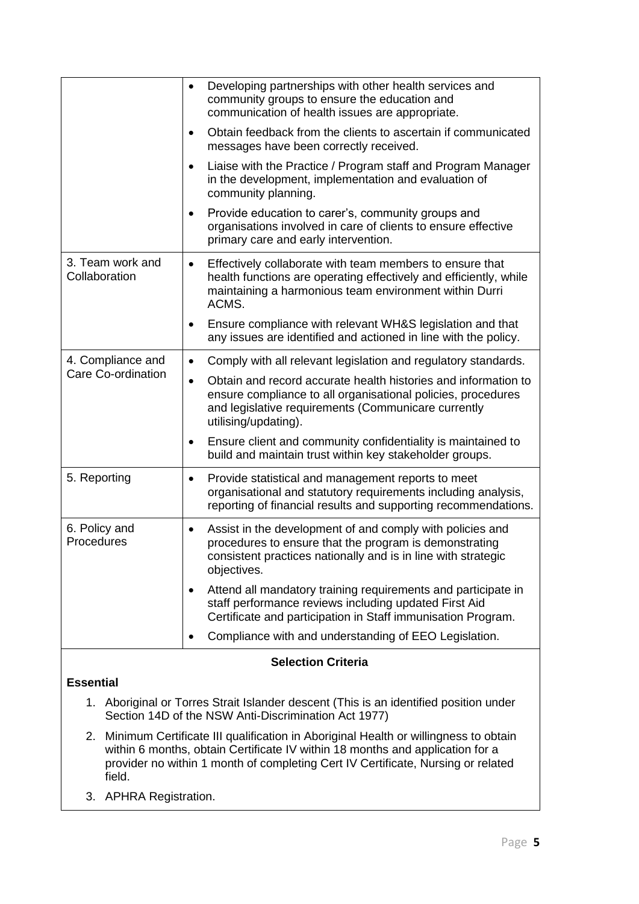| | |
|---|---|
| | • Developing partnerships with other health services and community groups to ensure the education and communication of health issues are appropriate.<br>• Obtain feedback from the clients to ascertain if communicated messages have been correctly received.<br>• Liaise with the Practice / Program staff and Program Manager in the development, implementation and evaluation of community planning.<br>• Provide education to carer's, community groups and organisations involved in care of clients to ensure effective primary care and early intervention. |
| 3. Team work and Collaboration | • Effectively collaborate with team members to ensure that health functions are operating effectively and efficiently, while maintaining a harmonious team environment within Durri ACMS.<br>• Ensure compliance with relevant WH&S legislation and that any issues are identified and actioned in line with the policy. |
| 4. Compliance and Care Co-ordination | • Comply with all relevant legislation and regulatory standards.<br>• Obtain and record accurate health histories and information to ensure compliance to all organisational policies, procedures and legislative requirements (Communicare currently utilising/updating).<br>• Ensure client and community confidentiality is maintained to build and maintain trust within key stakeholder groups. |
| 5. Reporting | • Provide statistical and management reports to meet organisational and statutory requirements including analysis, reporting of financial results and supporting recommendations. |
| 6. Policy and Procedures | • Assist in the development of and comply with policies and procedures to ensure that the program is demonstrating consistent practices nationally and is in line with strategic objectives.<br>• Attend all mandatory training requirements and participate in staff performance reviews including updated First Aid Certificate and participation in Staff immunisation Program.<br>• Compliance with and understanding of EEO Legislation. |

**Selection Criteria**

**Essential**

1. Aboriginal or Torres Strait Islander descent (This is an identified position under Section 14D of the NSW Anti-Discrimination Act 1977)
2. Minimum Certificate III qualification in Aboriginal Health or willingness to obtain within 6 months, obtain Certificate IV within 18 months and application for a provider no within 1 month of completing Cert IV Certificate, Nursing or related field.
3. APHRA Registration.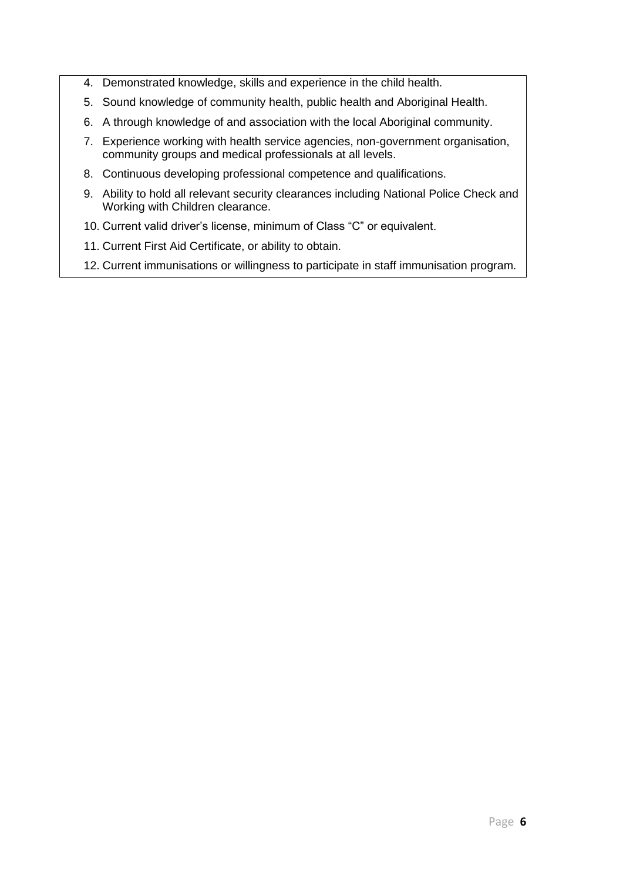4. Demonstrated knowledge, skills and experience in the child health.
5. Sound knowledge of community health, public health and Aboriginal Health.
6. A through knowledge of and association with the local Aboriginal community.
7. Experience working with health service agencies, non-government organisation, community groups and medical professionals at all levels.
8. Continuous developing professional competence and qualifications.
9. Ability to hold all relevant security clearances including National Police Check and Working with Children clearance.
10. Current valid driver's license, minimum of Class "C" or equivalent.
11. Current First Aid Certificate, or ability to obtain.
12. Current immunisations or willingness to participate in staff immunisation program.